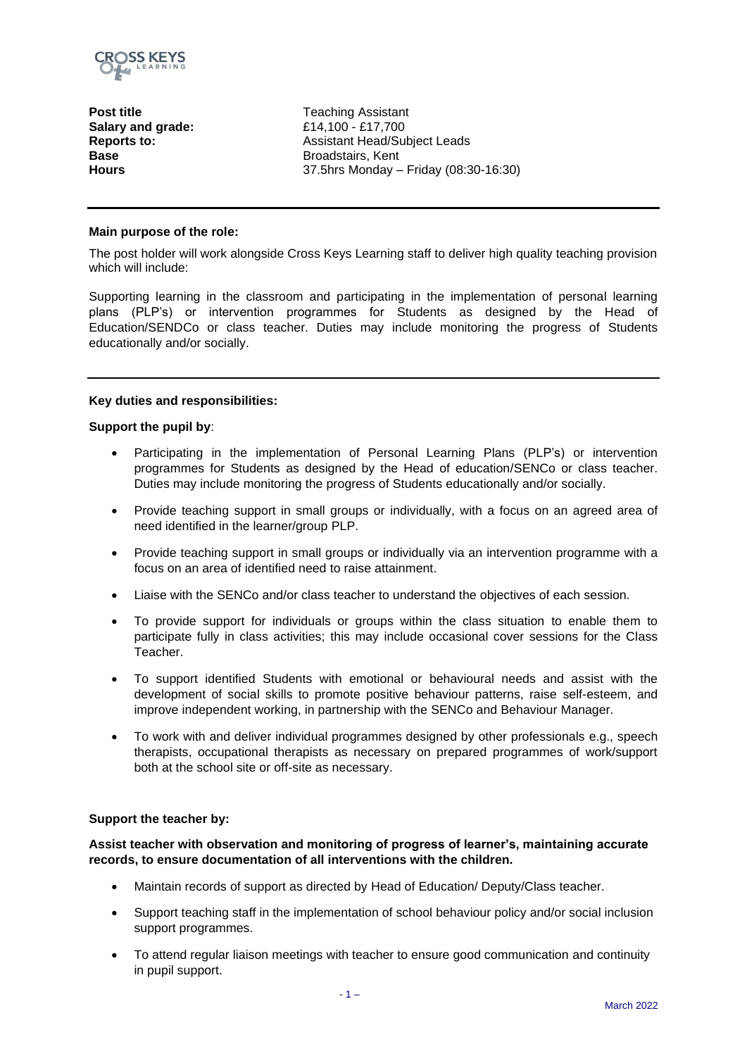| **Post title** | Teaching Assistant |
|---|---|
| **Salary and grade:** | £14,100 - £17,700 |
| **Reports to:** | Assistant Head/Subject Leads |
| **Base** | Broadstairs, Kent |
| **Hours** | 37.5hrs Monday – Friday (08:30-16:30) |

**Main purpose of the role:**

The post holder will work alongside Cross Keys Learning staff to deliver high quality teaching provision which will include:

Supporting learning in the classroom and participating in the implementation of personal learning plans (PLP's) or intervention programmes for Students as designed by the Head of Education/SENDCo or class teacher. Duties may include monitoring the progress of Students educationally and/or socially.

**Key duties and responsibilities:**

**Support the pupil by**:

- Participating in the implementation of Personal Learning Plans (PLP's) or intervention programmes for Students as designed by the Head of education/SENCo or class teacher. Duties may include monitoring the progress of Students educationally and/or socially.
- Provide teaching support in small groups or individually, with a focus on an agreed area of need identified in the learner/group PLP.
- Provide teaching support in small groups or individually via an intervention programme with a focus on an area of identified need to raise attainment.
- Liaise with the SENCo and/or class teacher to understand the objectives of each session.
- To provide support for individuals or groups within the class situation to enable them to participate fully in class activities; this may include occasional cover sessions for the Class Teacher.
- To support identified Students with emotional or behavioural needs and assist with the development of social skills to promote positive behaviour patterns, raise self-esteem, and improve independent working, in partnership with the SENCo and Behaviour Manager.
- To work with and deliver individual programmes designed by other professionals e.g., speech therapists, occupational therapists as necessary on prepared programmes of work/support both at the school site or off-site as necessary.

**Support the teacher by:**

**Assist teacher with observation and monitoring of progress of learner's, maintaining accurate records, to ensure documentation of all interventions with the children.**

- Maintain records of support as directed by Head of Education/ Deputy/Class teacher.
- Support teaching staff in the implementation of school behaviour policy and/or social inclusion support programmes.
- To attend regular liaison meetings with teacher to ensure good communication and continuity in pupil support.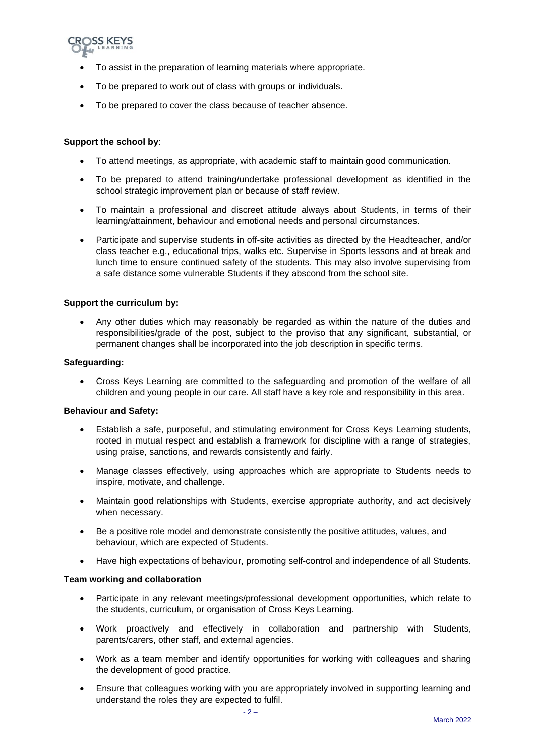- To assist in the preparation of learning materials where appropriate.
- To be prepared to work out of class with groups or individuals.
- To be prepared to cover the class because of teacher absence.

**Support the school by**:

- To attend meetings, as appropriate, with academic staff to maintain good communication.
- To be prepared to attend training/undertake professional development as identified in the school strategic improvement plan or because of staff review.
- To maintain a professional and discreet attitude always about Students, in terms of their learning/attainment, behaviour and emotional needs and personal circumstances.
- Participate and supervise students in off-site activities as directed by the Headteacher, and/or class teacher e.g., educational trips, walks etc. Supervise in Sports lessons and at break and lunch time to ensure continued safety of the students. This may also involve supervising from a safe distance some vulnerable Students if they abscond from the school site.

**Support the curriculum by:**

- Any other duties which may reasonably be regarded as within the nature of the duties and responsibilities/grade of the post, subject to the proviso that any significant, substantial, or permanent changes shall be incorporated into the job description in specific terms.

**Safeguarding:**

- Cross Keys Learning are committed to the safeguarding and promotion of the welfare of all children and young people in our care. All staff have a key role and responsibility in this area.

**Behaviour and Safety:**

- Establish a safe, purposeful, and stimulating environment for Cross Keys Learning students, rooted in mutual respect and establish a framework for discipline with a range of strategies, using praise, sanctions, and rewards consistently and fairly.
- Manage classes effectively, using approaches which are appropriate to Students needs to inspire, motivate, and challenge.
- Maintain good relationships with Students, exercise appropriate authority, and act decisively when necessary.
- Be a positive role model and demonstrate consistently the positive attitudes, values, and behaviour, which are expected of Students.
- Have high expectations of behaviour, promoting self-control and independence of all Students.

**Team working and collaboration**

- Participate in any relevant meetings/professional development opportunities, which relate to the students, curriculum, or organisation of Cross Keys Learning.
- Work proactively and effectively in collaboration and partnership with Students, parents/carers, other staff, and external agencies.
- Work as a team member and identify opportunities for working with colleagues and sharing the development of good practice.
- Ensure that colleagues working with you are appropriately involved in supporting learning and understand the roles they are expected to fulfil.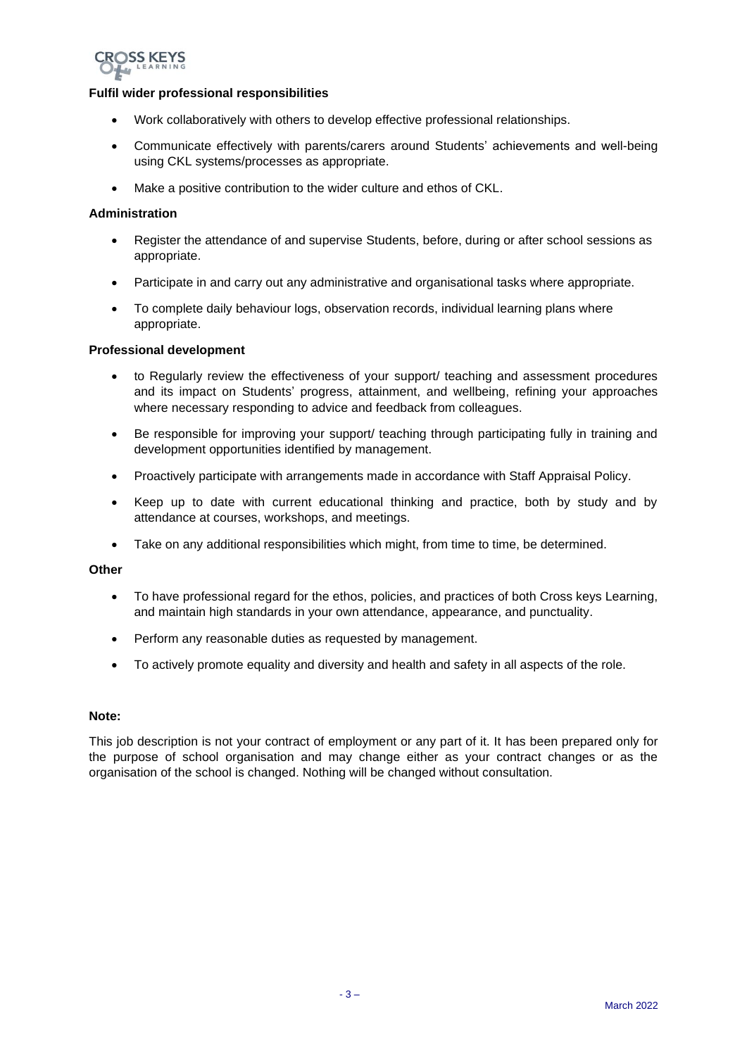**Fulfil wider professional responsibilities**

- Work collaboratively with others to develop effective professional relationships.
- Communicate effectively with parents/carers around Students' achievements and well-being using CKL systems/processes as appropriate.
- Make a positive contribution to the wider culture and ethos of CKL.

**Administration**

- Register the attendance of and supervise Students, before, during or after school sessions as appropriate.
- Participate in and carry out any administrative and organisational tasks where appropriate.
- To complete daily behaviour logs, observation records, individual learning plans where appropriate.

**Professional development**

- to Regularly review the effectiveness of your support/ teaching and assessment procedures and its impact on Students' progress, attainment, and wellbeing, refining your approaches where necessary responding to advice and feedback from colleagues.
- Be responsible for improving your support/ teaching through participating fully in training and development opportunities identified by management.
- Proactively participate with arrangements made in accordance with Staff Appraisal Policy.
- Keep up to date with current educational thinking and practice, both by study and by attendance at courses, workshops, and meetings.
- Take on any additional responsibilities which might, from time to time, be determined.

**Other**

- To have professional regard for the ethos, policies, and practices of both Cross keys Learning, and maintain high standards in your own attendance, appearance, and punctuality.
- Perform any reasonable duties as requested by management.
- To actively promote equality and diversity and health and safety in all aspects of the role.

**Note:**

This job description is not your contract of employment or any part of it. It has been prepared only for the purpose of school organisation and may change either as your contract changes or as the organisation of the school is changed. Nothing will be changed without consultation.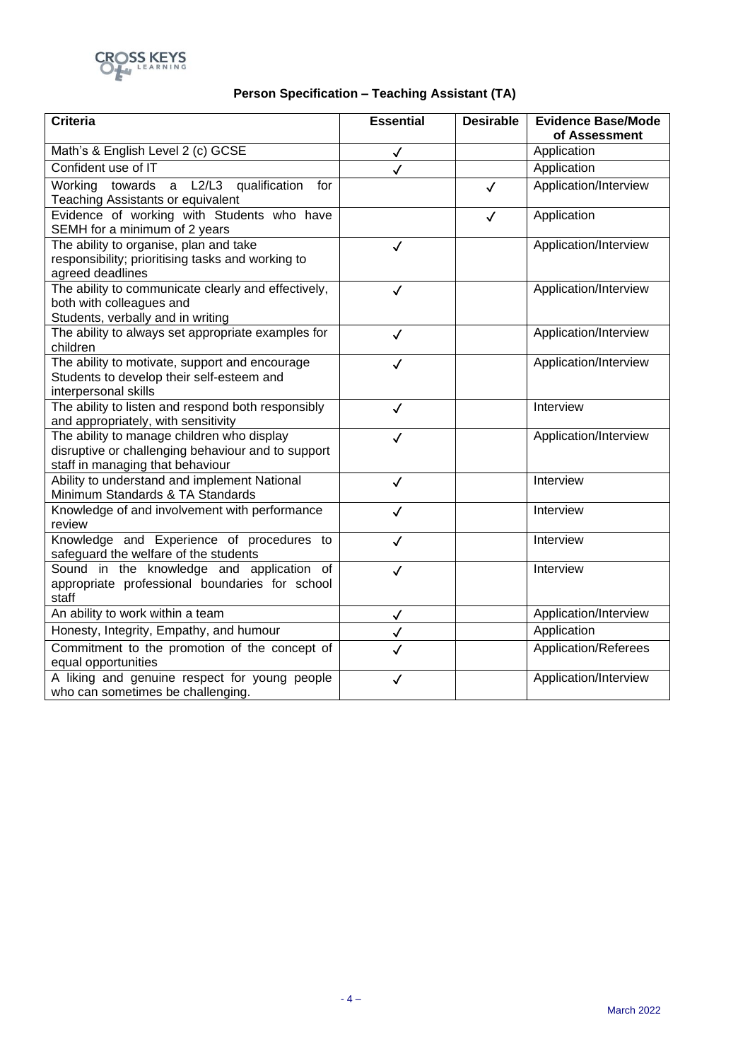## Person Specification – Teaching Assistant (TA)

| Criteria | Essential | Desirable | Evidence Base/Mode of Assessment |
|---|---|---|---|
| Math's & English Level 2 (c) GCSE | ✓ | | Application |
| Confident use of IT | ✓ | | Application |
| Working towards a L2/L3 qualification for Teaching Assistants or equivalent | | ✓ | Application/Interview |
| Evidence of working with Students who have SEMH for a minimum of 2 years | | ✓ | Application |
| The ability to organise, plan and take responsibility; prioritising tasks and working to agreed deadlines | ✓ | | Application/Interview |
| The ability to communicate clearly and effectively, both with colleagues and Students, verbally and in writing | ✓ | | Application/Interview |
| The ability to always set appropriate examples for children | ✓ | | Application/Interview |
| The ability to motivate, support and encourage Students to develop their self-esteem and interpersonal skills | ✓ | | Application/Interview |
| The ability to listen and respond both responsibly and appropriately, with sensitivity | ✓ | | Interview |
| The ability to manage children who display disruptive or challenging behaviour and to support staff in managing that behaviour | ✓ | | Application/Interview |
| Ability to understand and implement National Minimum Standards & TA Standards | ✓ | | Interview |
| Knowledge of and involvement with performance review | ✓ | | Interview |
| Knowledge and Experience of procedures to safeguard the welfare of the students | ✓ | | Interview |
| Sound in the knowledge and application of appropriate professional boundaries for school staff | ✓ | | Interview |
| An ability to work within a team | ✓ | | Application/Interview |
| Honesty, Integrity, Empathy, and humour | ✓ | | Application |
| Commitment to the promotion of the concept of equal opportunities | ✓ | | Application/Referees |
| A liking and genuine respect for young people who can sometimes be challenging. | ✓ | | Application/Interview |

March 2022